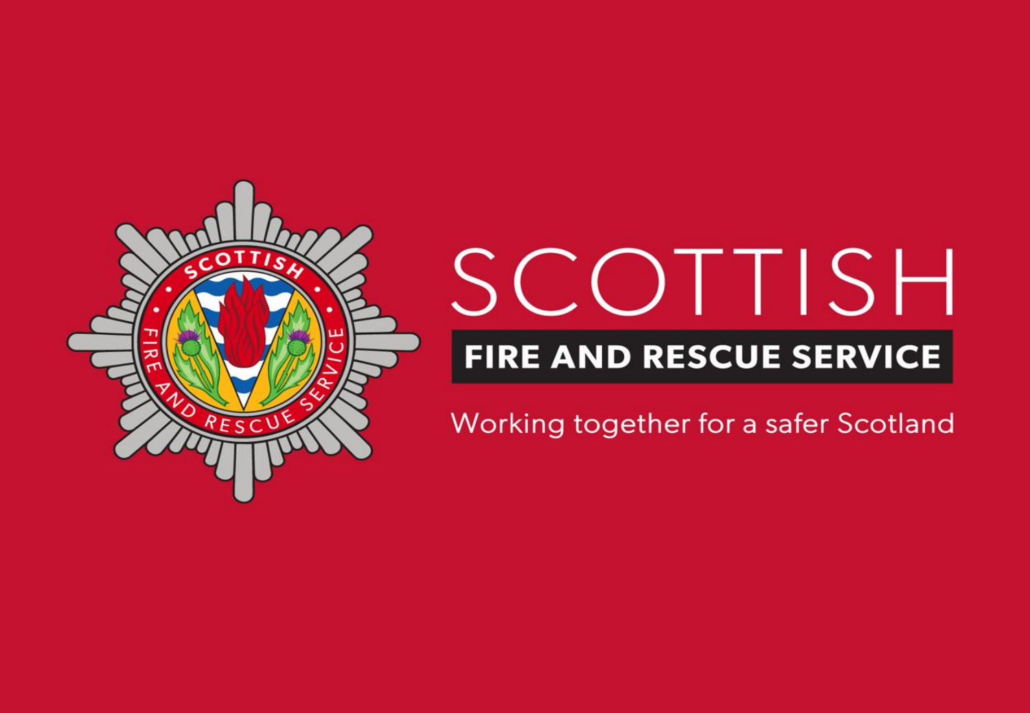# SCOTTISH

**FIRE AND RESCUE SERVICE**

Working together for a safer Scotland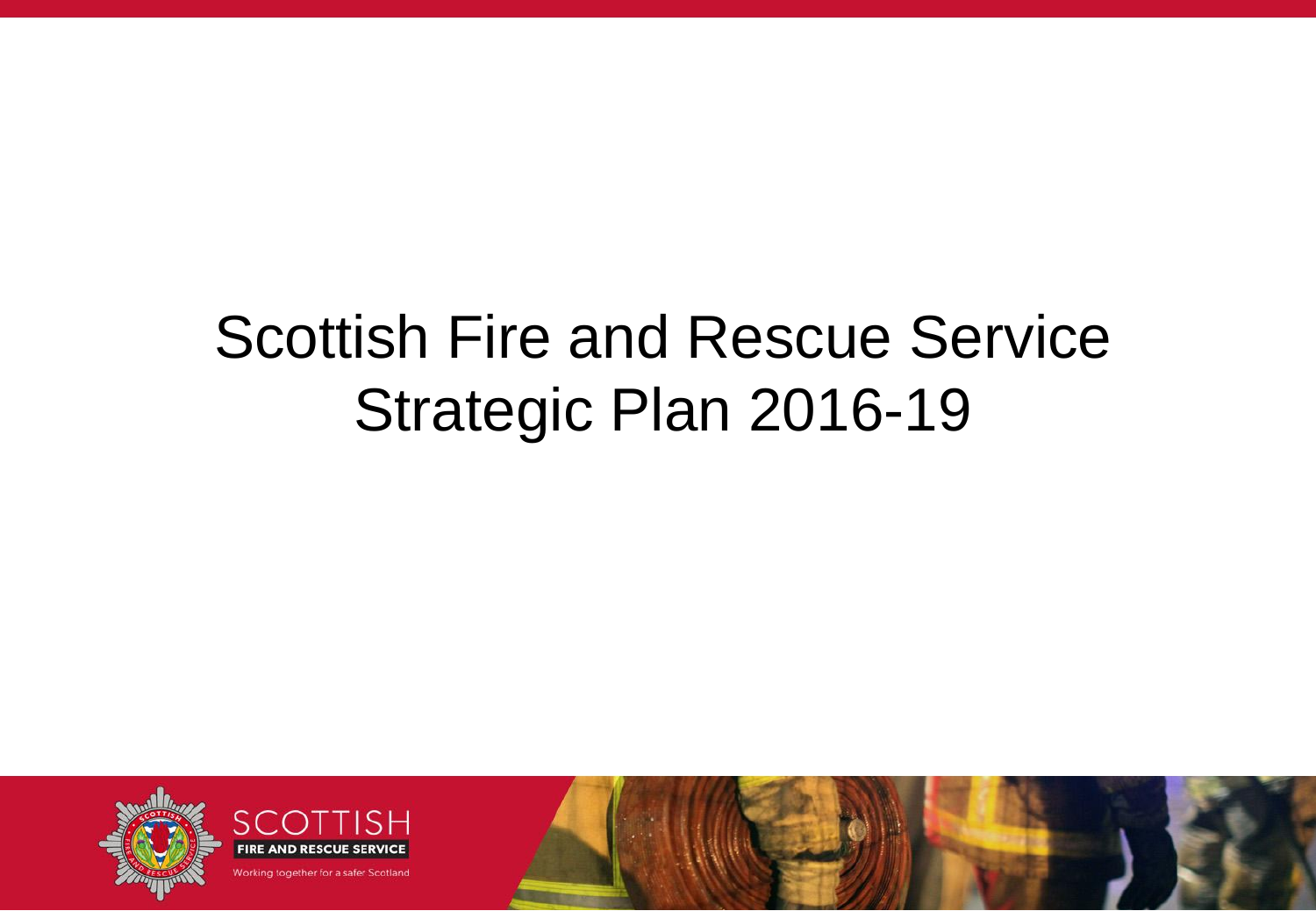# Scottish Fire and Rescue Service Strategic Plan 2016-19

SCOTTISH

FIRE AND RESCUE SERVICE

Working together for a safer Scotland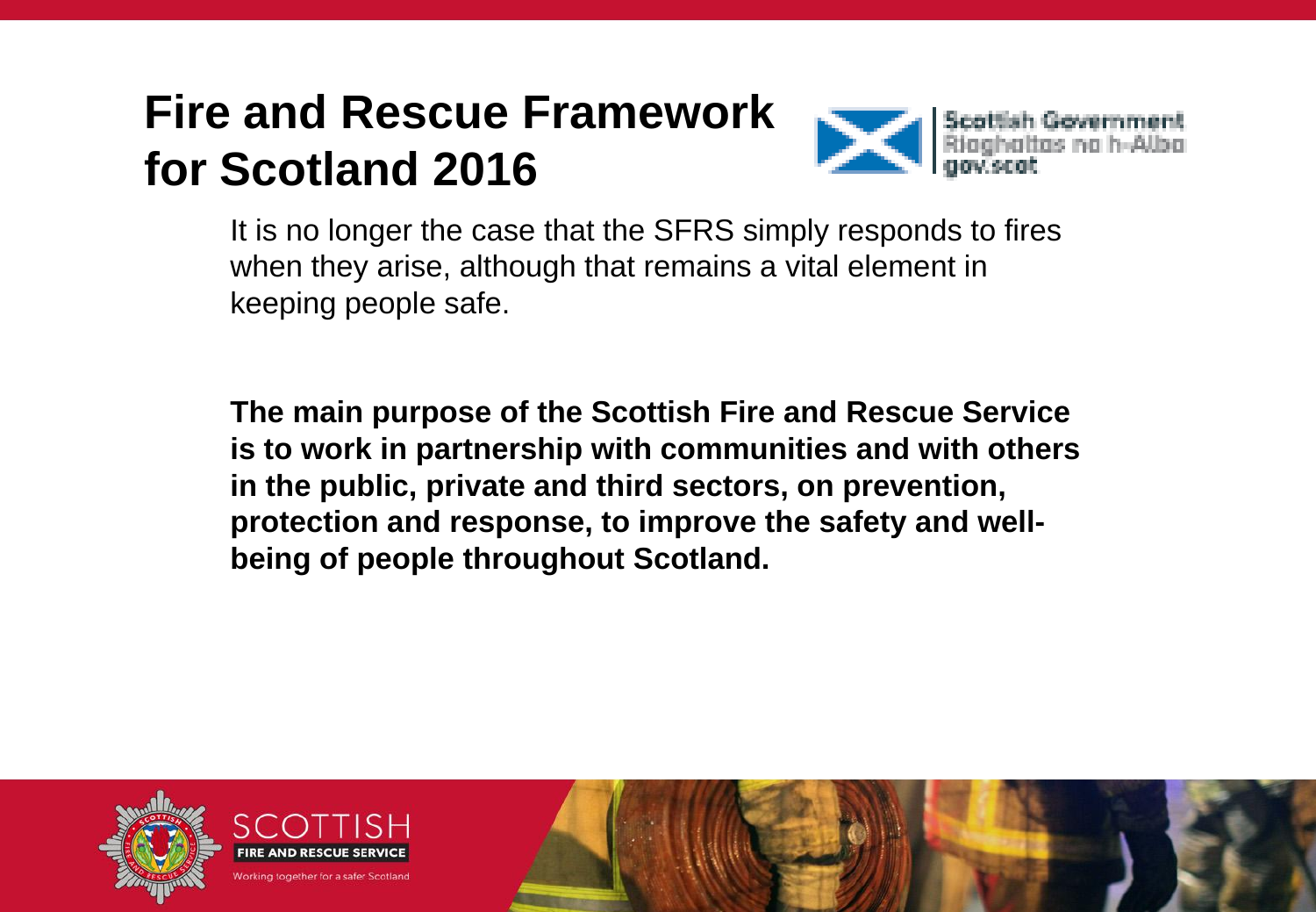# Fire and Rescue Framework for Scotland 2016

It is no longer the case that the SFRS simply responds to fires when they arise, although that remains a vital element in keeping people safe.

**The main purpose of the Scottish Fire and Rescue Service is to work in partnership with communities and with others in the public, private and third sectors, on prevention, protection and response, to improve the safety and well-being of people throughout Scotland.**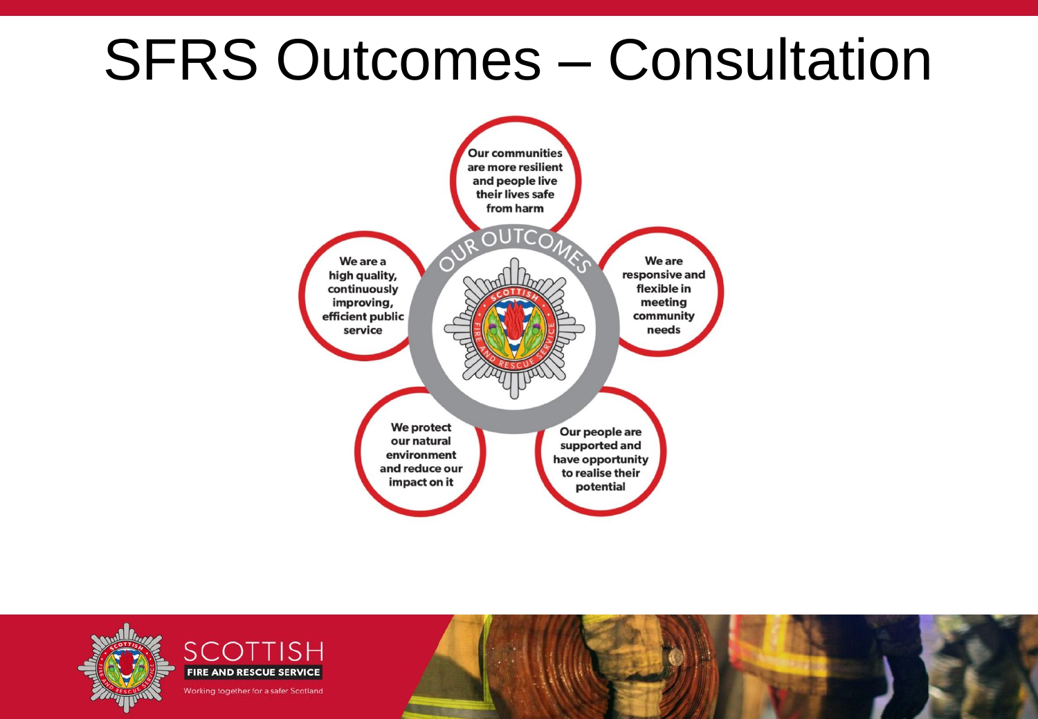# SFRS Outcomes – Consultation

## OUR OUTCOMES

- Our communities are more resilient and people live their lives safe from harm
- We are responsive and flexible in meeting community needs
- Our people are supported and have opportunity to realise their potential
- We protect our natural environment and reduce our impact on it
- We are a high quality, continuously improving, efficient public service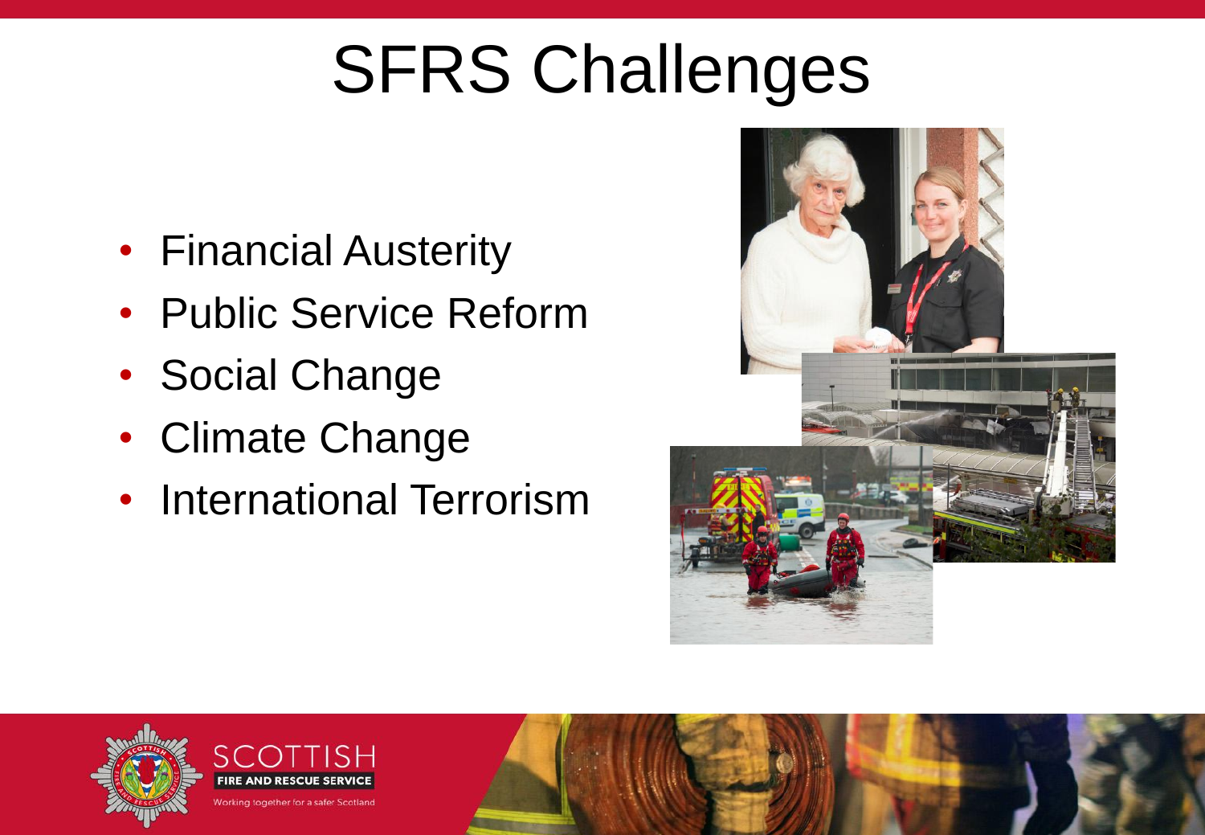# SFRS Challenges

- Financial Austerity
- Public Service Reform
- Social Change
- Climate Change
- International Terrorism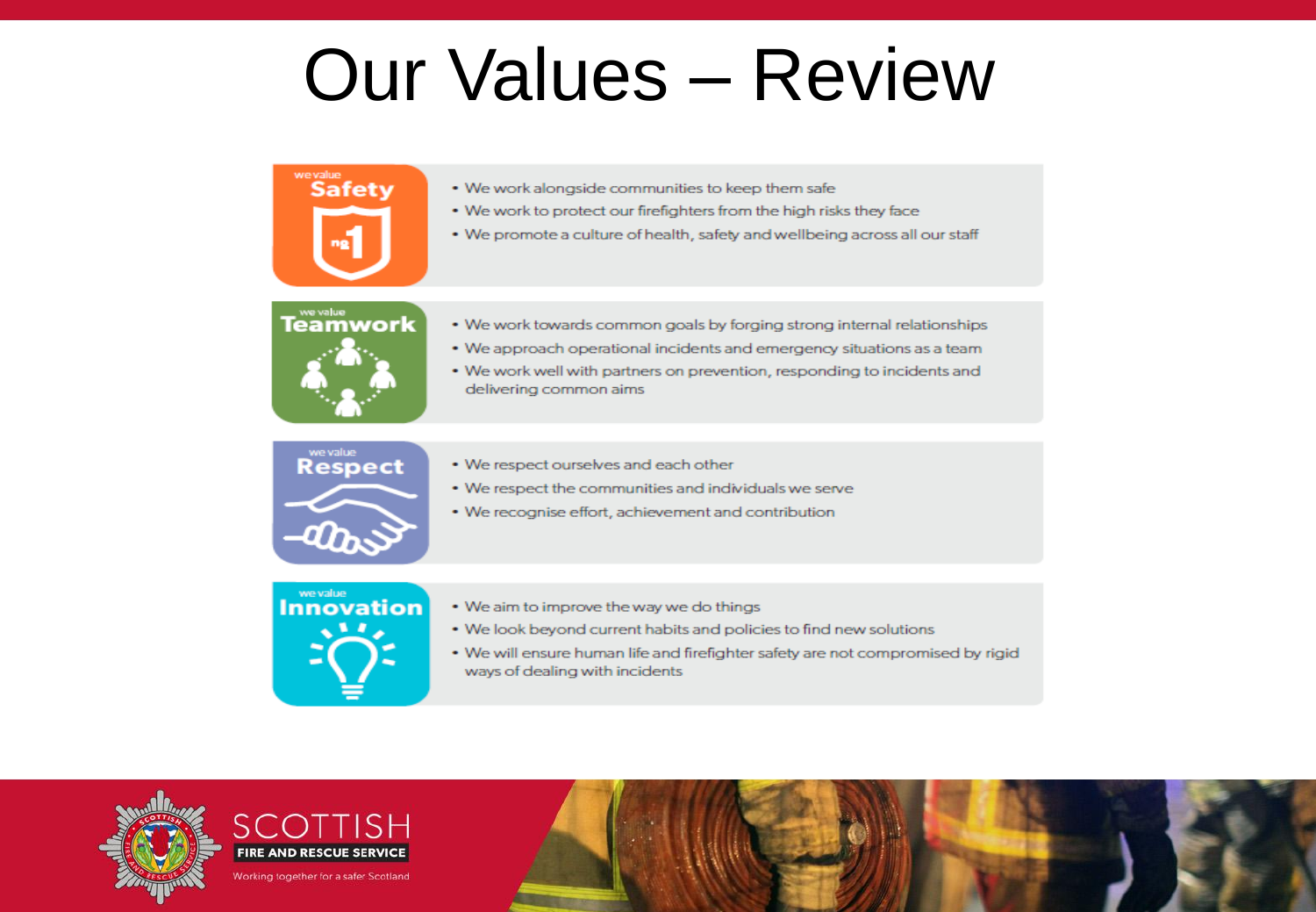# Our Values – Review

## we value Safety

- We work alongside communities to keep them safe
- We work to protect our firefighters from the high risks they face
- We promote a culture of health, safety and wellbeing across all our staff

## we value Teamwork

- We work towards common goals by forging strong internal relationships
- We approach operational incidents and emergency situations as a team
- We work well with partners on prevention, responding to incidents and delivering common aims

## we value Respect

- We respect ourselves and each other
- We respect the communities and individuals we serve
- We recognise effort, achievement and contribution

## we value Innovation

- We aim to improve the way we do things
- We look beyond current habits and policies to find new solutions
- We will ensure human life and firefighter safety are not compromised by rigid ways of dealing with incidents

SCOTTISH FIRE AND RESCUE SERVICE

Working together for a safer Scotland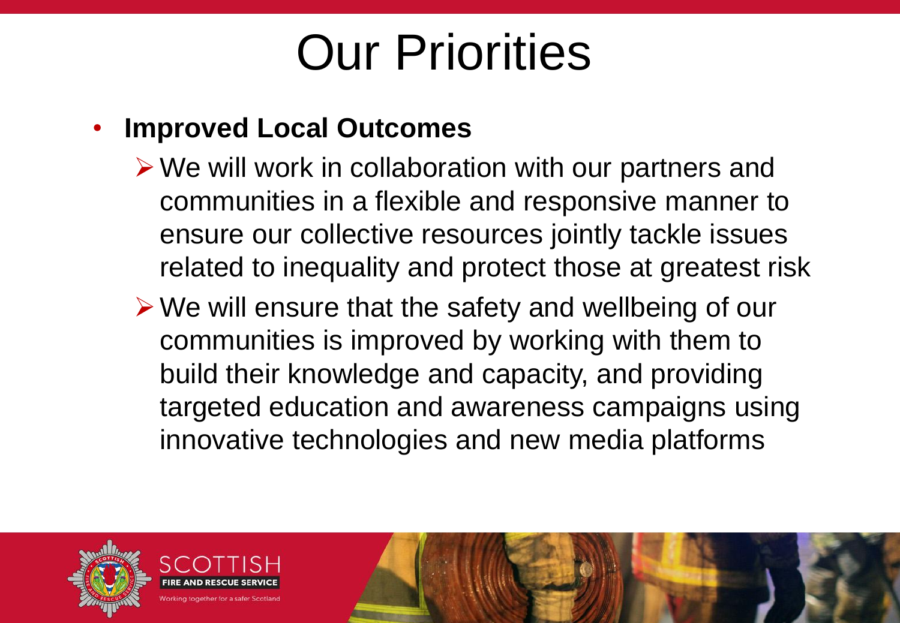# Our Priorities

- **Improved Local Outcomes**
  - We will work in collaboration with our partners and communities in a flexible and responsive manner to ensure our collective resources jointly tackle issues related to inequality and protect those at greatest risk
  - We will ensure that the safety and wellbeing of our communities is improved by working with them to build their knowledge and capacity, and providing targeted education and awareness campaigns using innovative technologies and new media platforms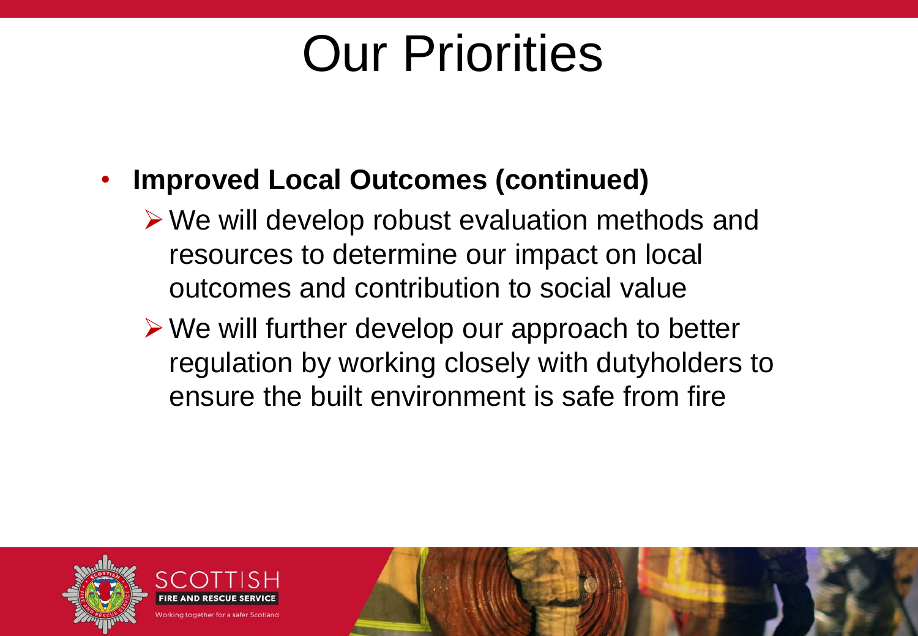# Our Priorities

- **Improved Local Outcomes (continued)**
  - We will develop robust evaluation methods and resources to determine our impact on local outcomes and contribution to social value
  - We will further develop our approach to better regulation by working closely with dutyholders to ensure the built environment is safe from fire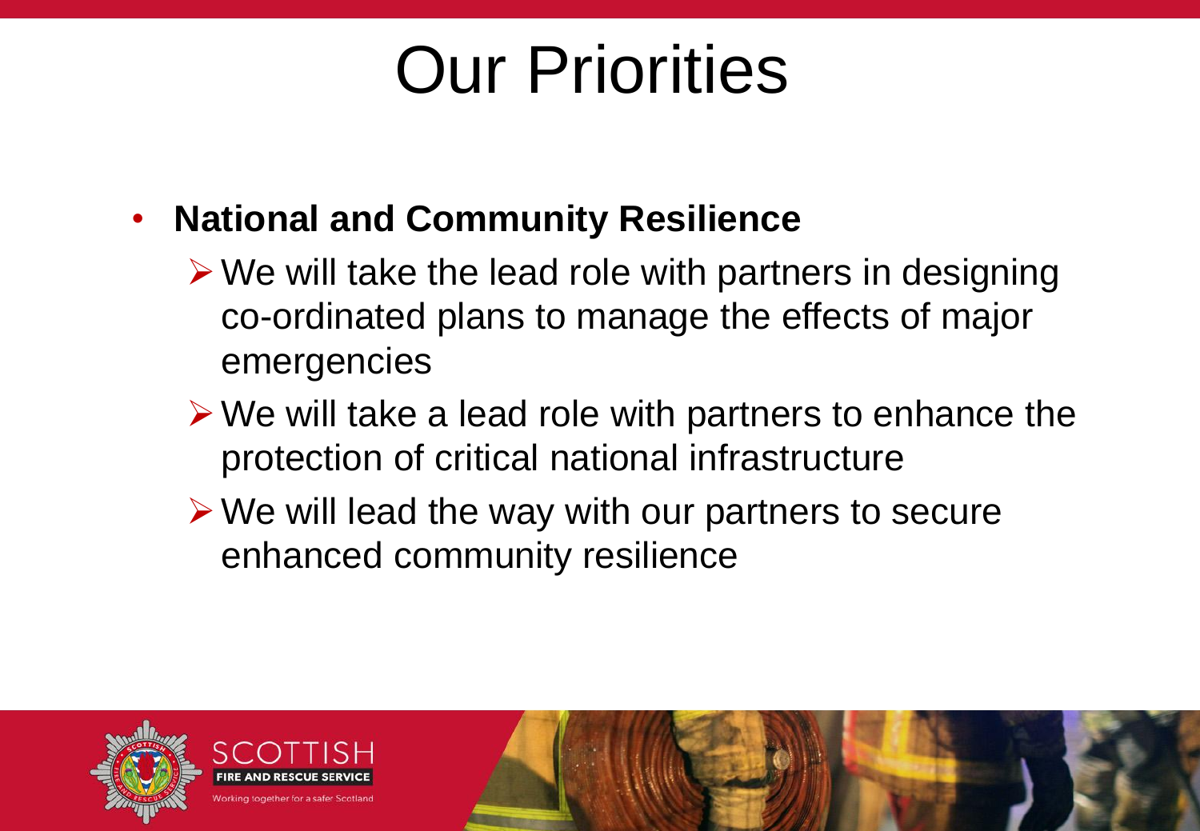# Our Priorities

- **National and Community Resilience**
  - We will take the lead role with partners in designing co-ordinated plans to manage the effects of major emergencies
  - We will take a lead role with partners to enhance the protection of critical national infrastructure
  - We will lead the way with our partners to secure enhanced community resilience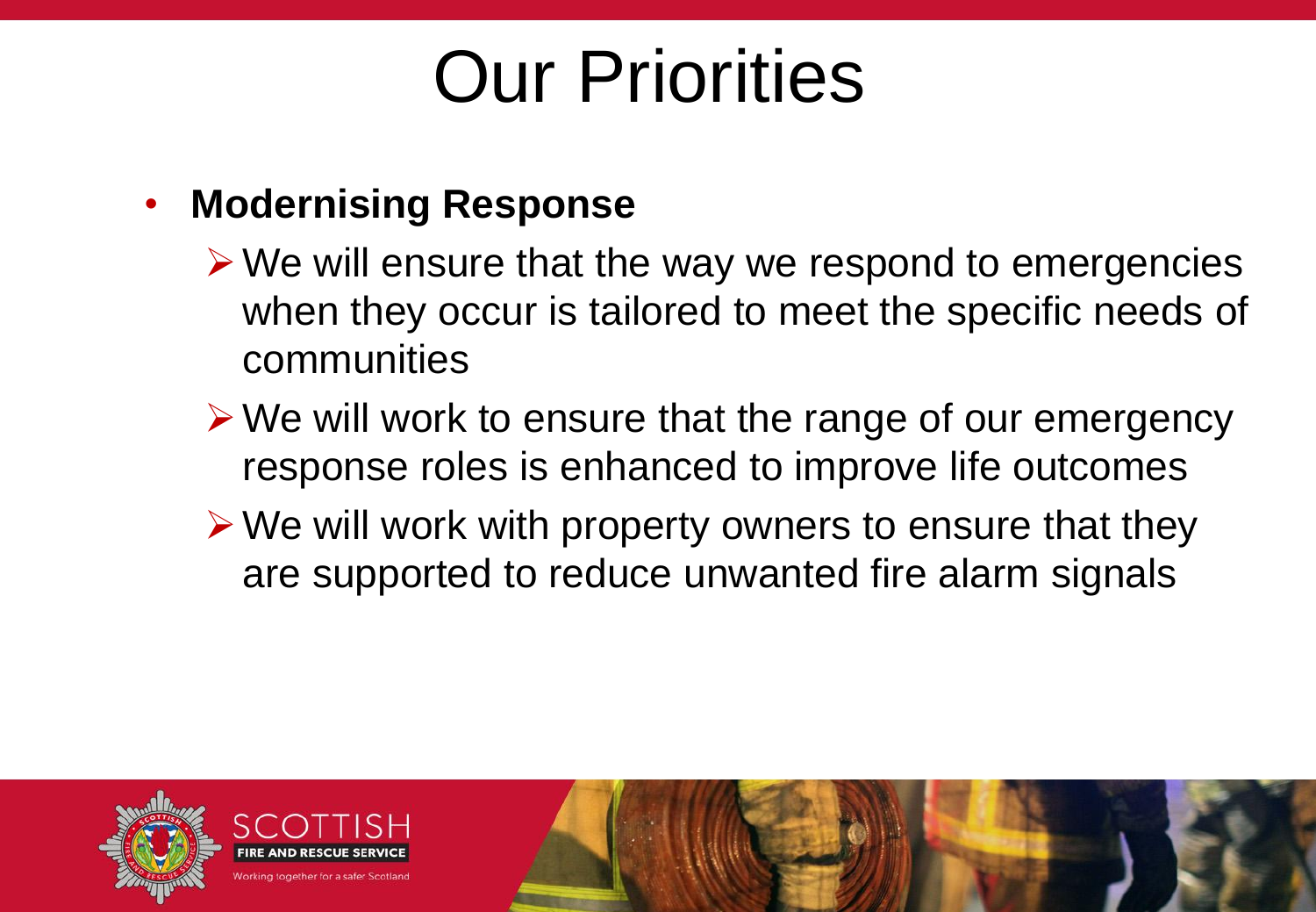# Our Priorities

- **Modernising Response**
  - We will ensure that the way we respond to emergencies when they occur is tailored to meet the specific needs of communities
  - We will work to ensure that the range of our emergency response roles is enhanced to improve life outcomes
  - We will work with property owners to ensure that they are supported to reduce unwanted fire alarm signals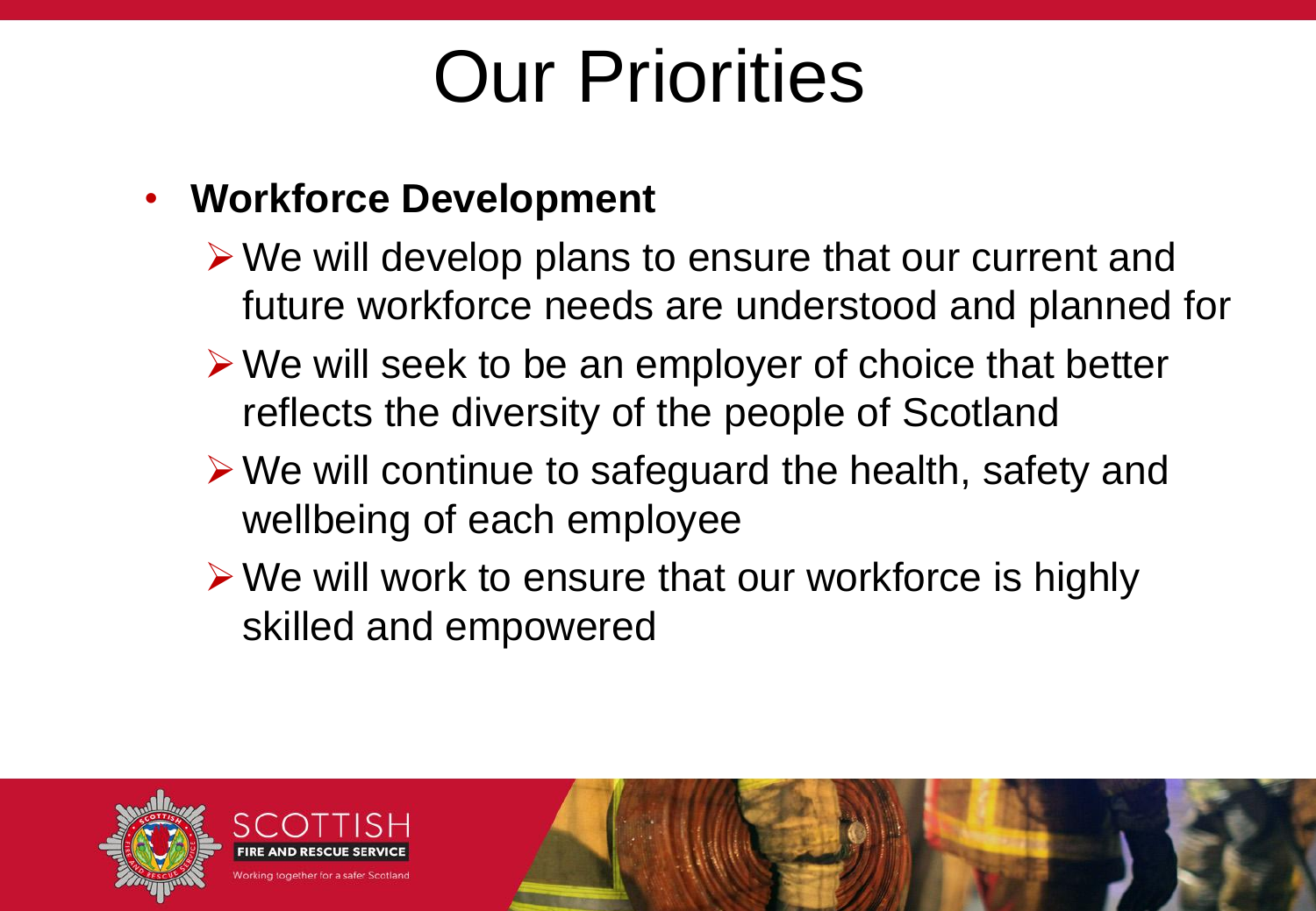# Our Priorities

- **Workforce Development**
  - We will develop plans to ensure that our current and future workforce needs are understood and planned for
  - We will seek to be an employer of choice that better reflects the diversity of the people of Scotland
  - We will continue to safeguard the health, safety and wellbeing of each employee
  - We will work to ensure that our workforce is highly skilled and empowered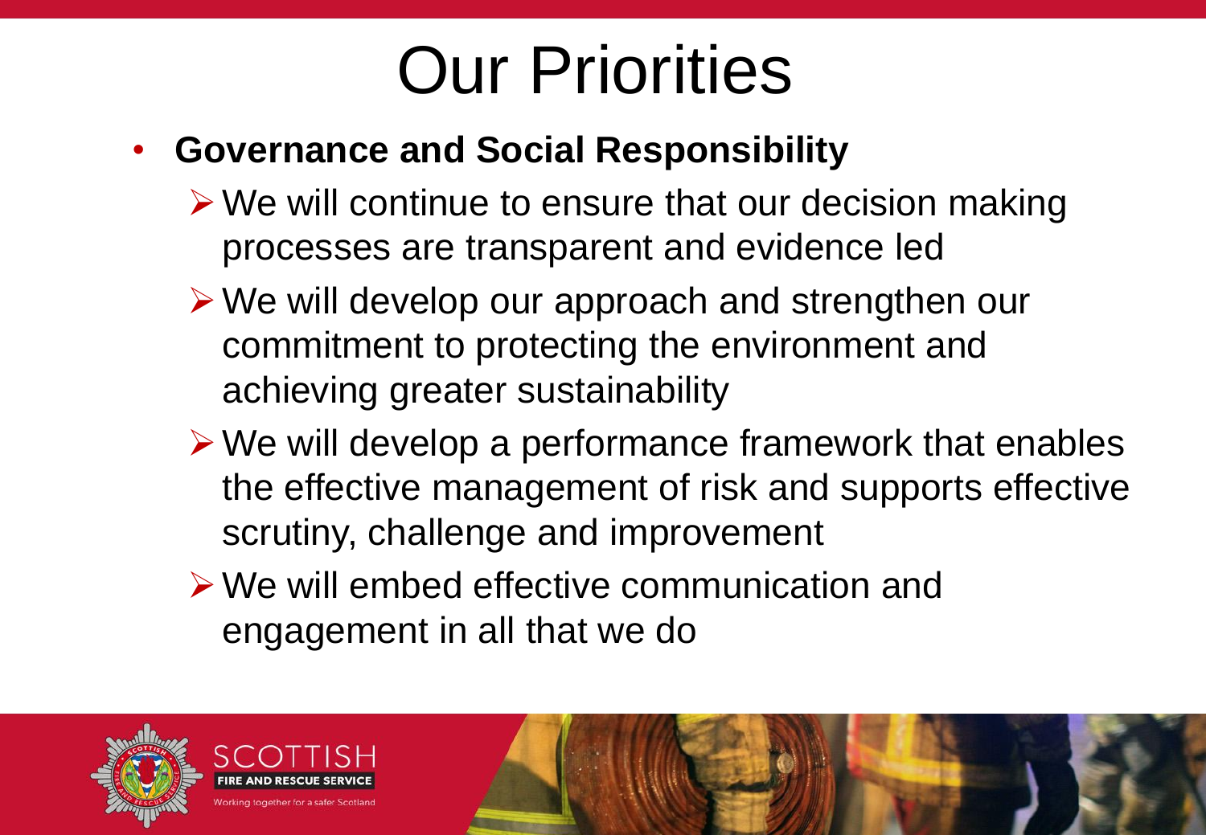# Our Priorities

- **Governance and Social Responsibility**
  - We will continue to ensure that our decision making processes are transparent and evidence led
  - We will develop our approach and strengthen our commitment to protecting the environment and achieving greater sustainability
  - We will develop a performance framework that enables the effective management of risk and supports effective scrutiny, challenge and improvement
  - We will embed effective communication and engagement in all that we do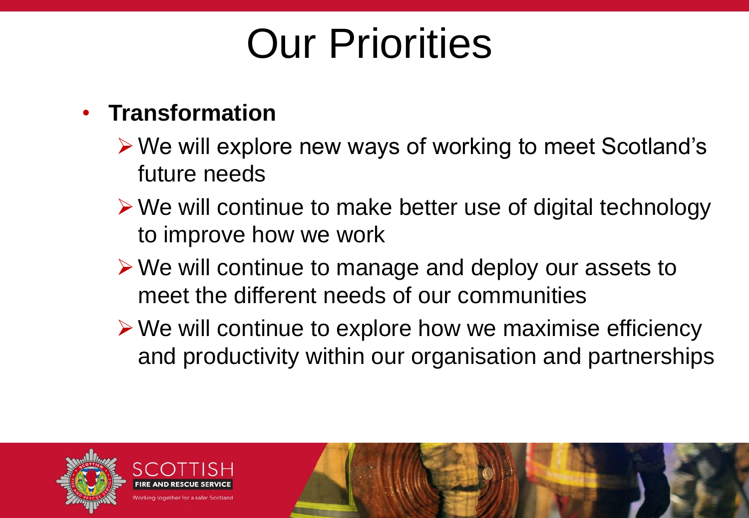# Our Priorities

- **Transformation**
  - We will explore new ways of working to meet Scotland's future needs
  - We will continue to make better use of digital technology to improve how we work
  - We will continue to manage and deploy our assets to meet the different needs of our communities
  - We will continue to explore how we maximise efficiency and productivity within our organisation and partnerships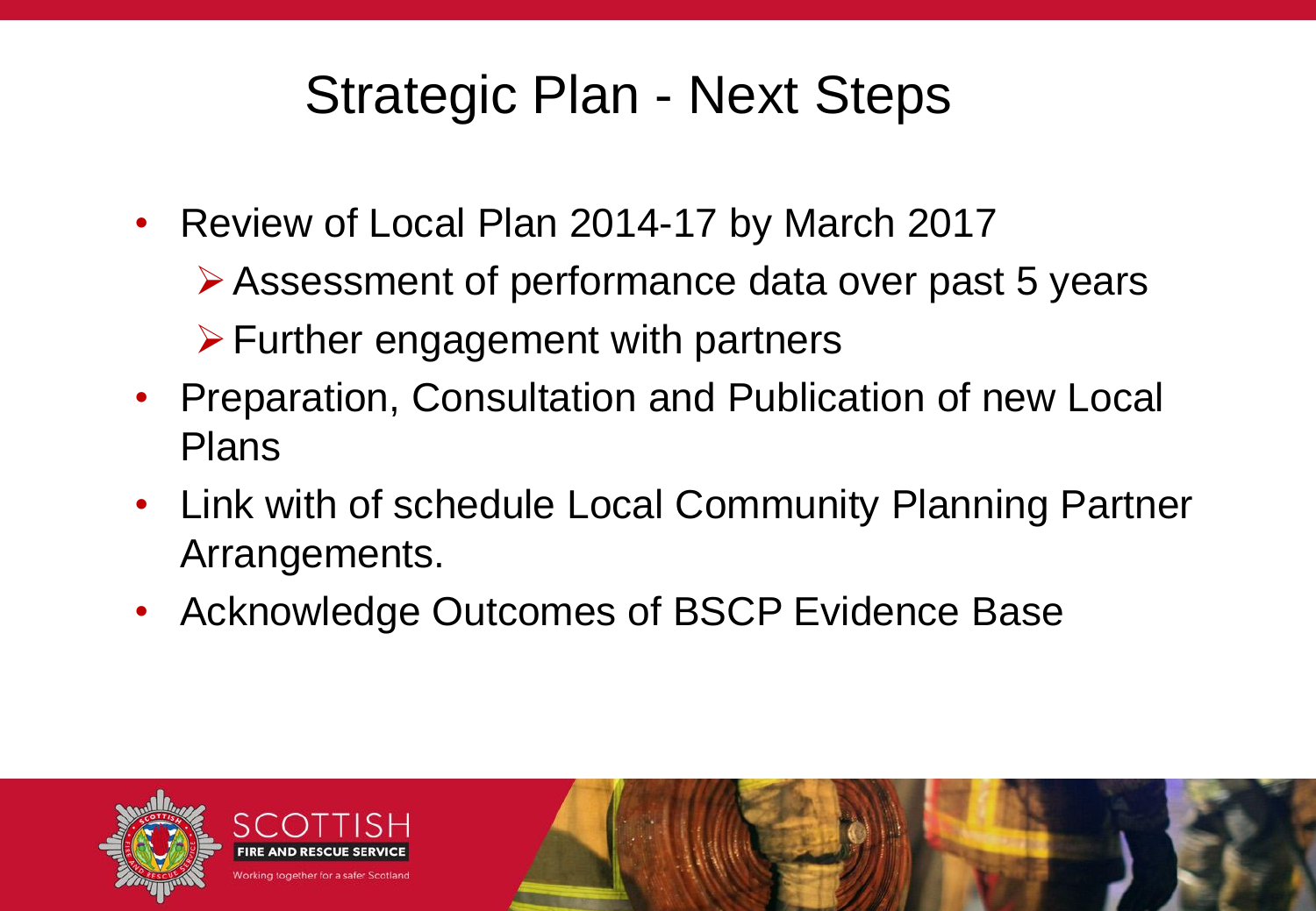# Strategic Plan - Next Steps

- Review of Local Plan 2014-17 by March 2017
  - Assessment of performance data over past 5 years
  - Further engagement with partners
- Preparation, Consultation and Publication of new Local Plans
- Link with of schedule Local Community Planning Partner Arrangements.
- Acknowledge Outcomes of BSCP Evidence Base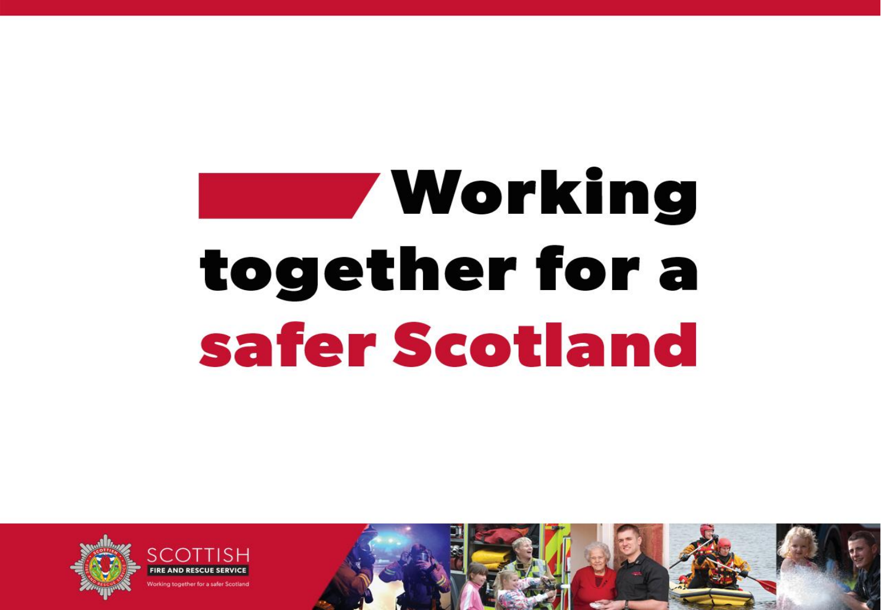# Working together for a safer Scotland

SCOTTISH

FIRE AND RESCUE SERVICE

Working together for a safer Scotland